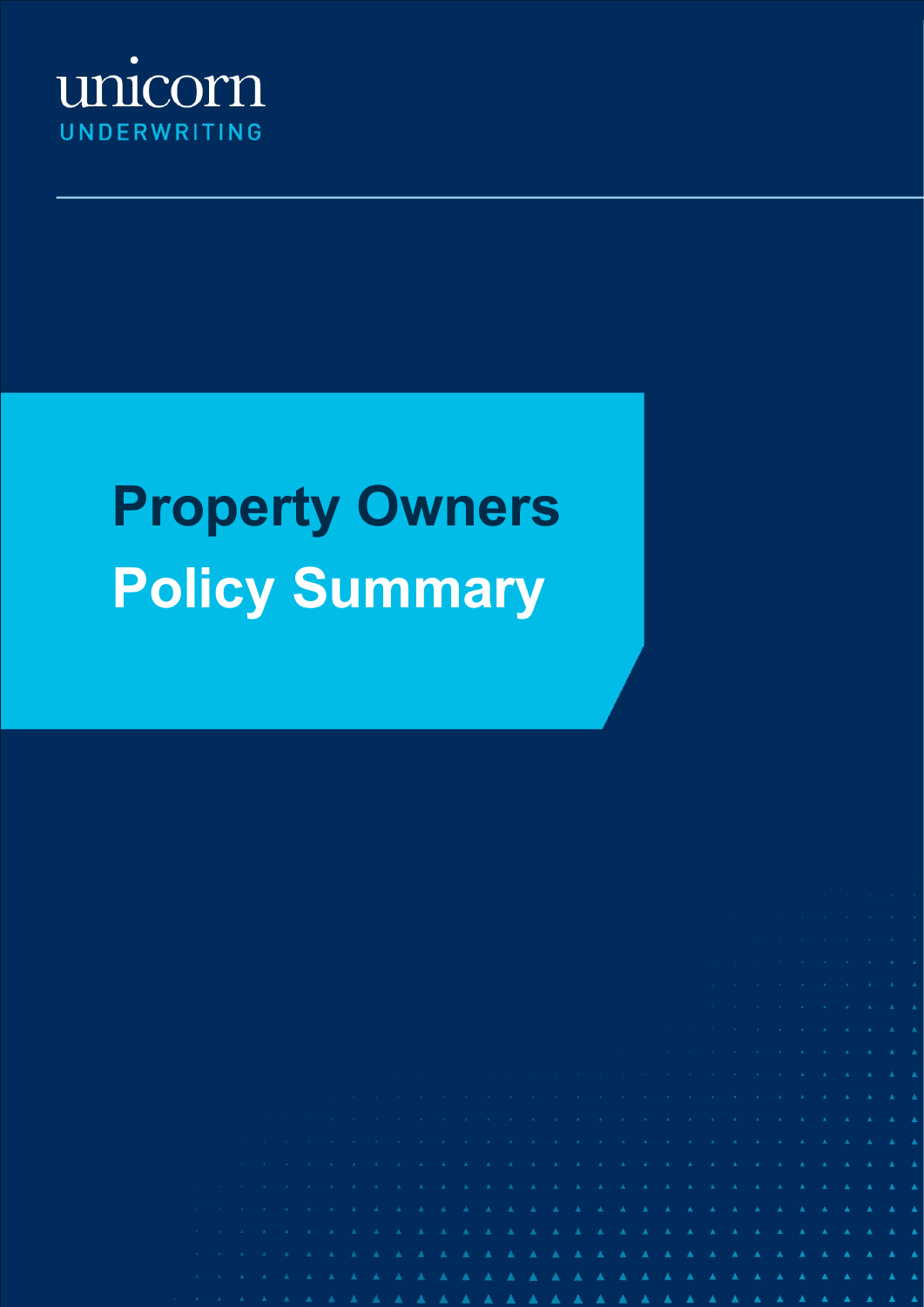unicorn
UNDERWRITING

# Property Owners Policy Summary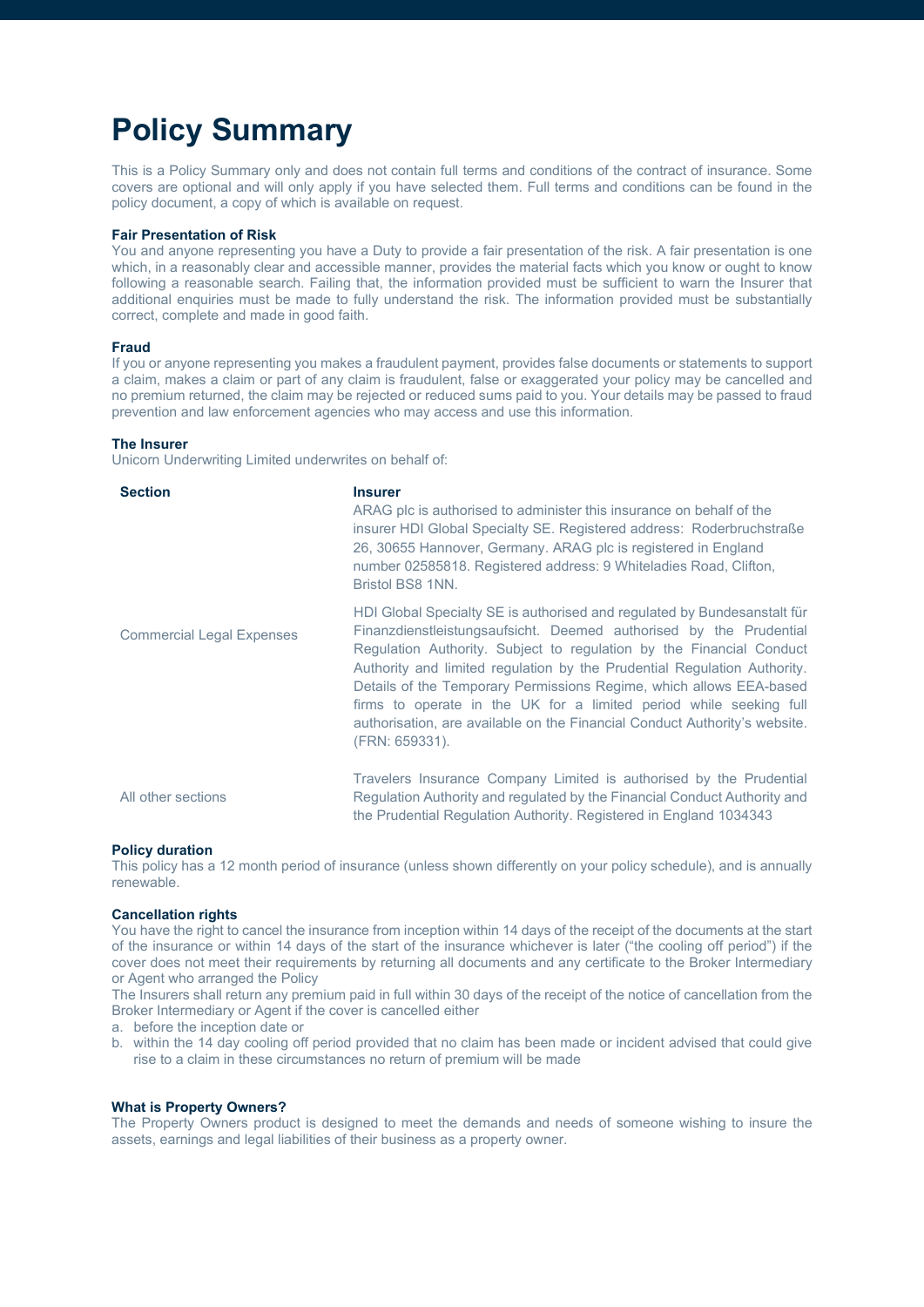# Policy Summary

This is a Policy Summary only and does not contain full terms and conditions of the contract of insurance. Some covers are optional and will only apply if you have selected them. Full terms and conditions can be found in the policy document, a copy of which is available on request.

**Fair Presentation of Risk**
You and anyone representing you have a Duty to provide a fair presentation of the risk. A fair presentation is one which, in a reasonably clear and accessible manner, provides the material facts which you know or ought to know following a reasonable search. Failing that, the information provided must be sufficient to warn the Insurer that additional enquiries must be made to fully understand the risk. The information provided must be substantially correct, complete and made in good faith.

**Fraud**
If you or anyone representing you makes a fraudulent payment, provides false documents or statements to support a claim, makes a claim or part of any claim is fraudulent, false or exaggerated your policy may be cancelled and no premium returned, the claim may be rejected or reduced sums paid to you. Your details may be passed to fraud prevention and law enforcement agencies who may access and use this information.

**The Insurer**
Unicorn Underwriting Limited underwrites on behalf of:

| Section | Insurer |
|---|---|
| Commercial Legal Expenses | ARAG plc is authorised to administer this insurance on behalf of the insurer HDI Global Specialty SE. Registered address: Roderbruchstraße 26, 30655 Hannover, Germany. ARAG plc is registered in England number 02585818. Registered address: 9 Whiteladies Road, Clifton, Bristol BS8 1NN.<br><br>HDI Global Specialty SE is authorised and regulated by Bundesanstalt für Finanzdienstleistungsaufsicht. Deemed authorised by the Prudential Regulation Authority. Subject to regulation by the Financial Conduct Authority and limited regulation by the Prudential Regulation Authority. Details of the Temporary Permissions Regime, which allows EEA-based firms to operate in the UK for a limited period while seeking full authorisation, are available on the Financial Conduct Authority's website. (FRN: 659331). |
| All other sections | Travelers Insurance Company Limited is authorised by the Prudential Regulation Authority and regulated by the Financial Conduct Authority and the Prudential Regulation Authority. Registered in England 1034343 |

**Policy duration**
This policy has a 12 month period of insurance (unless shown differently on your policy schedule), and is annually renewable.

**Cancellation rights**
You have the right to cancel the insurance from inception within 14 days of the receipt of the documents at the start of the insurance or within 14 days of the start of the insurance whichever is later ("the cooling off period") if the cover does not meet their requirements by returning all documents and any certificate to the Broker Intermediary or Agent who arranged the Policy
The Insurers shall return any premium paid in full within 30 days of the receipt of the notice of cancellation from the Broker Intermediary or Agent if the cover is cancelled either

a. before the inception date or
b. within the 14 day cooling off period provided that no claim has been made or incident advised that could give rise to a claim in these circumstances no return of premium will be made

**What is Property Owners?**
The Property Owners product is designed to meet the demands and needs of someone wishing to insure the assets, earnings and legal liabilities of their business as a property owner.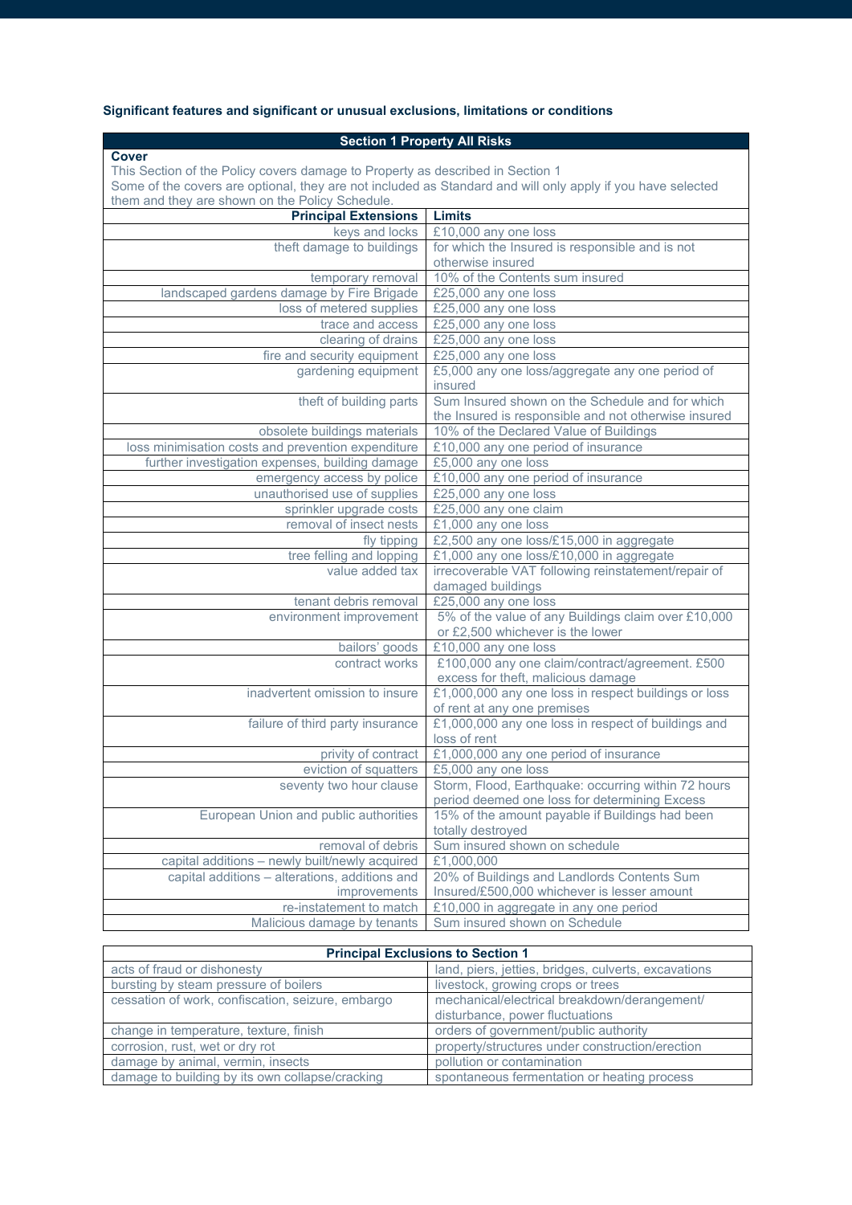**Significant features and significant or unusual exclusions, limitations or conditions**

| Section 1 Property All Risks | |
|---|---|
| **Cover**<br>This Section of the Policy covers damage to Property as described in Section 1<br>Some of the covers are optional, they are not included as Standard and will only apply if you have selected them and they are shown on the Policy Schedule. | |
| **Principal Extensions** | **Limits** |
| keys and locks | £10,000 any one loss |
| theft damage to buildings | for which the Insured is responsible and is not otherwise insured |
| temporary removal | 10% of the Contents sum insured |
| landscaped gardens damage by Fire Brigade | £25,000 any one loss |
| loss of metered supplies | £25,000 any one loss |
| trace and access | £25,000 any one loss |
| clearing of drains | £25,000 any one loss |
| fire and security equipment | £25,000 any one loss |
| gardening equipment | £5,000 any one loss/aggregate any one period of insured |
| theft of building parts | Sum Insured shown on the Schedule and for which the Insured is responsible and not otherwise insured |
| obsolete buildings materials | 10% of the Declared Value of Buildings |
| loss minimisation costs and prevention expenditure | £10,000 any one period of insurance |
| further investigation expenses, building damage | £5,000 any one loss |
| emergency access by police | £10,000 any one period of insurance |
| unauthorised use of supplies | £25,000 any one loss |
| sprinkler upgrade costs | £25,000 any one claim |
| removal of insect nests | £1,000 any one loss |
| fly tipping | £2,500 any one loss/£15,000 in aggregate |
| tree felling and lopping | £1,000 any one loss/£10,000 in aggregate |
| value added tax | irrecoverable VAT following reinstatement/repair of damaged buildings |
| tenant debris removal | £25,000 any one loss |
| environment improvement | 5% of the value of any Buildings claim over £10,000 or £2,500 whichever is the lower |
| bailors' goods | £10,000 any one loss |
| contract works | £100,000 any one claim/contract/agreement. £500 excess for theft, malicious damage |
| inadvertent omission to insure | £1,000,000 any one loss in respect buildings or loss of rent at any one premises |
| failure of third party insurance | £1,000,000 any one loss in respect of buildings and loss of rent |
| privity of contract | £1,000,000 any one period of insurance |
| eviction of squatters | £5,000 any one loss |
| seventy two hour clause | Storm, Flood, Earthquake: occurring within 72 hours period deemed one loss for determining Excess |
| European Union and public authorities | 15% of the amount payable if Buildings had been totally destroyed |
| removal of debris | Sum insured shown on schedule |
| capital additions – newly built/newly acquired | £1,000,000 |
| capital additions – alterations, additions and improvements | 20% of Buildings and Landlords Contents Sum Insured/£500,000 whichever is lesser amount |
| re-instatement to match | £10,000 in aggregate in any one period |
| Malicious damage by tenants | Sum insured shown on Schedule |

| Principal Exclusions to Section 1 | |
|---|---|
| acts of fraud or dishonesty | land, piers, jetties, bridges, culverts, excavations |
| bursting by steam pressure of boilers | livestock, growing crops or trees |
| cessation of work, confiscation, seizure, embargo | mechanical/electrical breakdown/derangement/ disturbance, power fluctuations |
| change in temperature, texture, finish | orders of government/public authority |
| corrosion, rust, wet or dry rot | property/structures under construction/erection |
| damage by animal, vermin, insects | pollution or contamination |
| damage to building by its own collapse/cracking | spontaneous fermentation or heating process |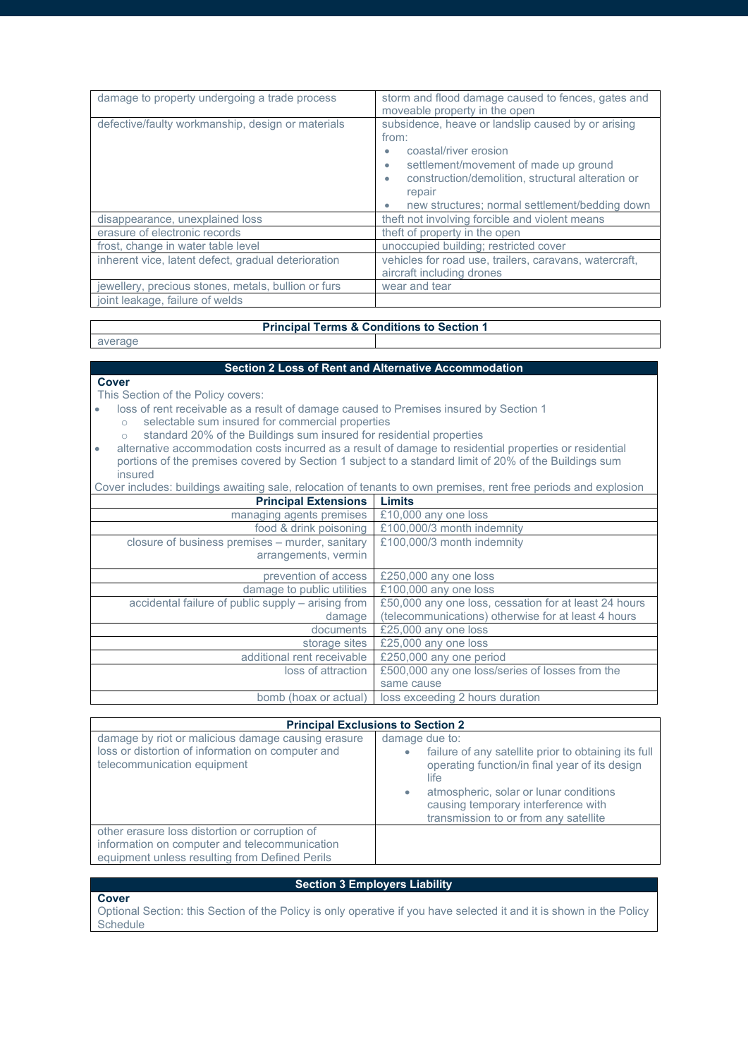| | |
|---|---|
| damage to property undergoing a trade process | storm and flood damage caused to fences, gates and moveable property in the open |
| defective/faulty workmanship, design or materials | subsidence, heave or landslip caused by or arising from: <br>• coastal/river erosion <br>• settlement/movement of made up ground <br>• construction/demolition, structural alteration or repair <br>• new structures; normal settlement/bedding down |
| disappearance, unexplained loss | theft not involving forcible and violent means |
| erasure of electronic records | theft of property in the open |
| frost, change in water table level | unoccupied building; restricted cover |
| inherent vice, latent defect, gradual deterioration | vehicles for road use, trailers, caravans, watercraft, aircraft including drones |
| jewellery, precious stones, metals, bullion or furs | wear and tear |
| joint leakage, failure of welds | |

| Principal Terms & Conditions to Section 1 | |
|---|---|
| average | |

## Section 2 Loss of Rent and Alternative Accommodation

**Cover**

This Section of the Policy covers:

- loss of rent receivable as a result of damage caused to Premises insured by Section 1
  - selectable sum insured for commercial properties
  - standard 20% of the Buildings sum insured for residential properties
- alternative accommodation costs incurred as a result of damage to residential properties or residential portions of the premises covered by Section 1 subject to a standard limit of 20% of the Buildings sum insured

Cover includes: buildings awaiting sale, relocation of tenants to own premises, rent free periods and explosion

| Principal Extensions | Limits |
|---|---|
| managing agents premises | £10,000 any one loss |
| food & drink poisoning | £100,000/3 month indemnity |
| closure of business premises – murder, sanitary arrangements, vermin | £100,000/3 month indemnity |
| prevention of access | £250,000 any one loss |
| damage to public utilities | £100,000 any one loss |
| accidental failure of public supply – arising from damage | £50,000 any one loss, cessation for at least 24 hours (telecommunications) otherwise for at least 4 hours |
| documents | £25,000 any one loss |
| storage sites | £25,000 any one loss |
| additional rent receivable | £250,000 any one period |
| loss of attraction | £500,000 any one loss/series of losses from the same cause |
| bomb (hoax or actual) | loss exceeding 2 hours duration |

| Principal Exclusions to Section 2 | |
|---|---|
| damage by riot or malicious damage causing erasure loss or distortion of information on computer and telecommunication equipment | damage due to: <br>• failure of any satellite prior to obtaining its full operating function/in final year of its design life <br>• atmospheric, solar or lunar conditions causing temporary interference with transmission to or from any satellite |
| other erasure loss distortion or corruption of information on computer and telecommunication equipment unless resulting from Defined Perils | |

## Section 3 Employers Liability

**Cover**

Optional Section: this Section of the Policy is only operative if you have selected it and it is shown in the Policy Schedule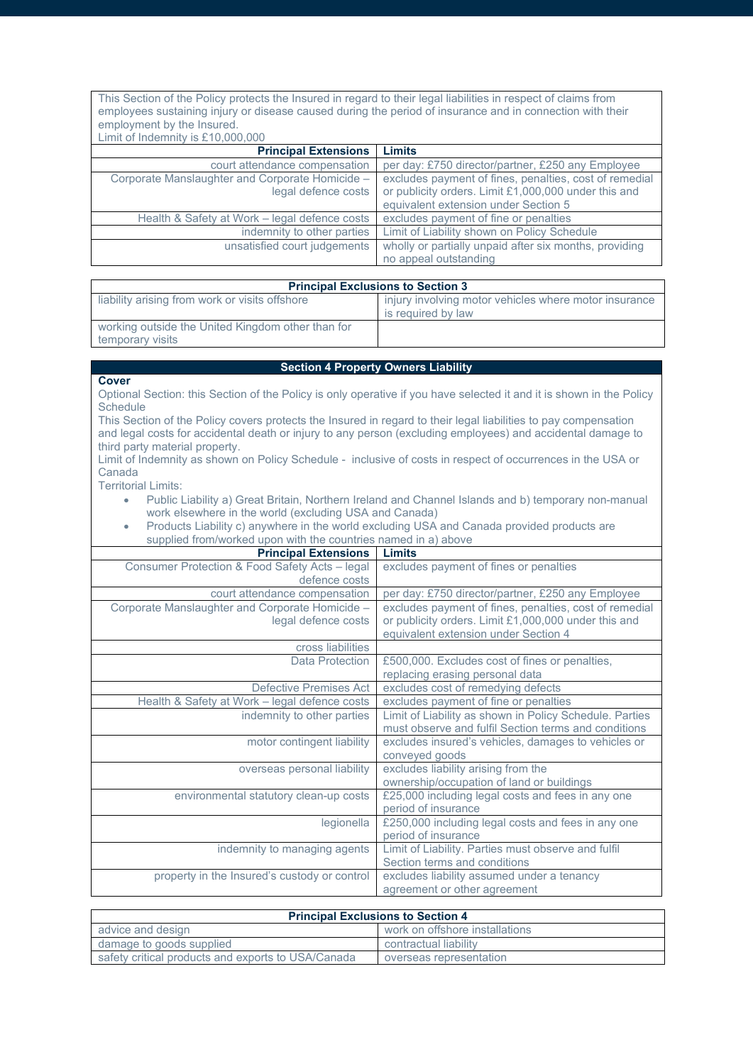This Section of the Policy protects the Insured in regard to their legal liabilities in respect of claims from employees sustaining injury or disease caused during the period of insurance and in connection with their employment by the Insured.
Limit of Indemnity is £10,000,000

| Principal Extensions | Limits |
|---|---|
| court attendance compensation | per day: £750 director/partner, £250 any Employee |
| Corporate Manslaughter and Corporate Homicide – legal defence costs | excludes payment of fines, penalties, cost of remedial or publicity orders. Limit £1,000,000 under this and equivalent extension under Section 5 |
| Health & Safety at Work – legal defence costs | excludes payment of fine or penalties |
| indemnity to other parties | Limit of Liability shown on Policy Schedule |
| unsatisfied court judgements | wholly or partially unpaid after six months, providing no appeal outstanding |

| Principal Exclusions to Section 3 | |
|---|---|
| liability arising from work or visits offshore | injury involving motor vehicles where motor insurance is required by law |
| working outside the United Kingdom other than for temporary visits | |

## Section 4 Property Owners Liability

**Cover**

Optional Section: this Section of the Policy is only operative if you have selected it and it is shown in the Policy Schedule

This Section of the Policy covers protects the Insured in regard to their legal liabilities to pay compensation and legal costs for accidental death or injury to any person (excluding employees) and accidental damage to third party material property.

Limit of Indemnity as shown on Policy Schedule - inclusive of costs in respect of occurrences in the USA or Canada

Territorial Limits:

- Public Liability a) Great Britain, Northern Ireland and Channel Islands and b) temporary non-manual work elsewhere in the world (excluding USA and Canada)
- Products Liability c) anywhere in the world excluding USA and Canada provided products are supplied from/worked upon with the countries named in a) above

| Principal Extensions | Limits |
|---|---|
| Consumer Protection & Food Safety Acts – legal defence costs | excludes payment of fines or penalties |
| court attendance compensation | per day: £750 director/partner, £250 any Employee |
| Corporate Manslaughter and Corporate Homicide – legal defence costs | excludes payment of fines, penalties, cost of remedial or publicity orders. Limit £1,000,000 under this and equivalent extension under Section 4 |
| cross liabilities | |
| Data Protection | £500,000. Excludes cost of fines or penalties, replacing erasing personal data |
| Defective Premises Act | excludes cost of remedying defects |
| Health & Safety at Work – legal defence costs | excludes payment of fine or penalties |
| indemnity to other parties | Limit of Liability as shown in Policy Schedule. Parties must observe and fulfil Section terms and conditions |
| motor contingent liability | excludes insured's vehicles, damages to vehicles or conveyed goods |
| overseas personal liability | excludes liability arising from the ownership/occupation of land or buildings |
| environmental statutory clean-up costs | £25,000 including legal costs and fees in any one period of insurance |
| legionella | £250,000 including legal costs and fees in any one period of insurance |
| indemnity to managing agents | Limit of Liability. Parties must observe and fulfil Section terms and conditions |
| property in the Insured's custody or control | excludes liability assumed under a tenancy agreement or other agreement |

| Principal Exclusions to Section 4 | |
|---|---|
| advice and design | work on offshore installations |
| damage to goods supplied | contractual liability |
| safety critical products and exports to USA/Canada | overseas representation |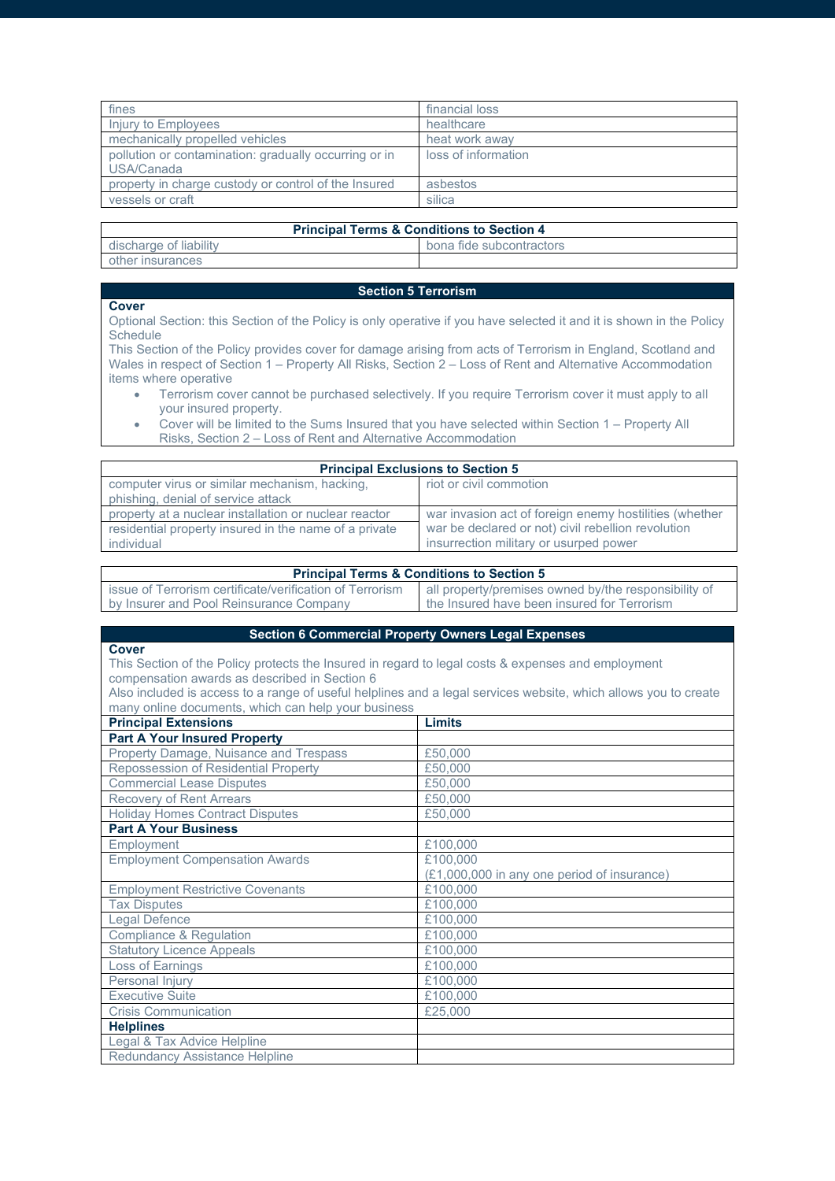| | |
|---|---|
| fines | financial loss |
| Injury to Employees | healthcare |
| mechanically propelled vehicles | heat work away |
| pollution or contamination: gradually occurring or in USA/Canada | loss of information |
| property in charge custody or control of the Insured | asbestos |
| vessels or craft | silica |

| Principal Terms & Conditions to Section 4 | |
|---|---|
| discharge of liability | bona fide subcontractors |
| other insurances | |

## Section 5 Terrorism

**Cover**

Optional Section: this Section of the Policy is only operative if you have selected it and it is shown in the Policy Schedule

This Section of the Policy provides cover for damage arising from acts of Terrorism in England, Scotland and Wales in respect of Section 1 – Property All Risks, Section 2 – Loss of Rent and Alternative Accommodation items where operative

- Terrorism cover cannot be purchased selectively. If you require Terrorism cover it must apply to all your insured property.
- Cover will be limited to the Sums Insured that you have selected within Section 1 – Property All Risks, Section 2 – Loss of Rent and Alternative Accommodation

| Principal Exclusions to Section 5 | |
|---|---|
| computer virus or similar mechanism, hacking, phishing, denial of service attack | riot or civil commotion |
| property at a nuclear installation or nuclear reactor | war invasion act of foreign enemy hostilities (whether war be declared or not) civil rebellion revolution insurrection military or usurped power |
| residential property insured in the name of a private individual | |

| Principal Terms & Conditions to Section 5 | |
|---|---|
| issue of Terrorism certificate/verification of Terrorism by Insurer and Pool Reinsurance Company | all property/premises owned by/the responsibility of the Insured have been insured for Terrorism |

## Section 6 Commercial Property Owners Legal Expenses

**Cover**

This Section of the Policy protects the Insured in regard to legal costs & expenses and employment compensation awards as described in Section 6

Also included is access to a range of useful helplines and a legal services website, which allows you to create many online documents, which can help your business

| Principal Extensions | Limits |
|---|---|
| **Part A Your Insured Property** | |
| Property Damage, Nuisance and Trespass | £50,000 |
| Repossession of Residential Property | £50,000 |
| Commercial Lease Disputes | £50,000 |
| Recovery of Rent Arrears | £50,000 |
| Holiday Homes Contract Disputes | £50,000 |
| **Part A Your Business** | |
| Employment | £100,000 |
| Employment Compensation Awards | £100,000 (£1,000,000 in any one period of insurance) |
| Employment Restrictive Covenants | £100,000 |
| Tax Disputes | £100,000 |
| Legal Defence | £100,000 |
| Compliance & Regulation | £100,000 |
| Statutory Licence Appeals | £100,000 |
| Loss of Earnings | £100,000 |
| Personal Injury | £100,000 |
| Executive Suite | £100,000 |
| Crisis Communication | £25,000 |
| **Helplines** | |
| Legal & Tax Advice Helpline | |
| Redundancy Assistance Helpline | |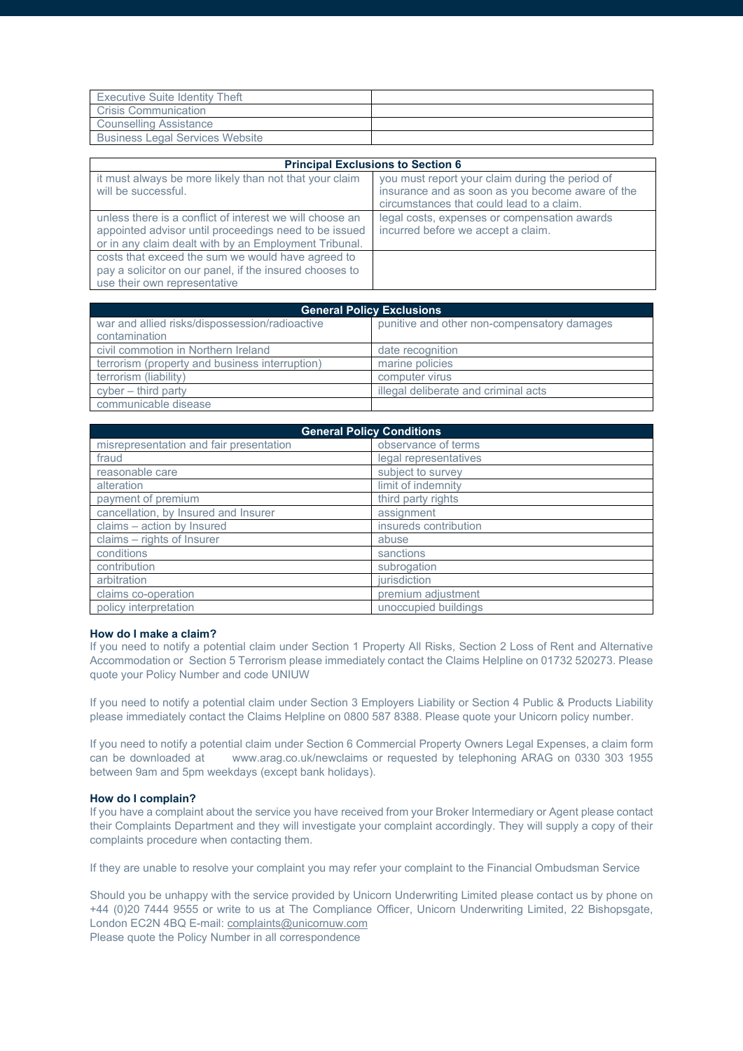| | |
|---|---|
| Executive Suite Identity Theft | |
| Crisis Communication | |
| Counselling Assistance | |
| Business Legal Services Website | |

| Principal Exclusions to Section 6 | |
|---|---|
| it must always be more likely than not that your claim will be successful. | you must report your claim during the period of insurance and as soon as you become aware of the circumstances that could lead to a claim. |
| unless there is a conflict of interest we will choose an appointed advisor until proceedings need to be issued or in any claim dealt with by an Employment Tribunal. | legal costs, expenses or compensation awards incurred before we accept a claim. |
| costs that exceed the sum we would have agreed to pay a solicitor on our panel, if the insured chooses to use their own representative | |

| General Policy Exclusions | |
|---|---|
| war and allied risks/dispossession/radioactive contamination | punitive and other non-compensatory damages |
| civil commotion in Northern Ireland | date recognition |
| terrorism (property and business interruption) | marine policies |
| terrorism (liability) | computer virus |
| cyber – third party | illegal deliberate and criminal acts |
| communicable disease | |

| General Policy Conditions | |
|---|---|
| misrepresentation and fair presentation | observance of terms |
| fraud | legal representatives |
| reasonable care | subject to survey |
| alteration | limit of indemnity |
| payment of premium | third party rights |
| cancellation, by Insured and Insurer | assignment |
| claims – action by Insured | insureds contribution |
| claims – rights of Insurer | abuse |
| conditions | sanctions |
| contribution | subrogation |
| arbitration | jurisdiction |
| claims co-operation | premium adjustment |
| policy interpretation | unoccupied buildings |

**How do I make a claim?**

If you need to notify a potential claim under Section 1 Property All Risks, Section 2 Loss of Rent and Alternative Accommodation or Section 5 Terrorism please immediately contact the Claims Helpline on 01732 520273. Please quote your Policy Number and code UNIUW

If you need to notify a potential claim under Section 3 Employers Liability or Section 4 Public & Products Liability please immediately contact the Claims Helpline on 0800 587 8388. Please quote your Unicorn policy number.

If you need to notify a potential claim under Section 6 Commercial Property Owners Legal Expenses, a claim form can be downloaded at www.arag.co.uk/newclaims or requested by telephoning ARAG on 0330 303 1955 between 9am and 5pm weekdays (except bank holidays).

**How do I complain?**

If you have a complaint about the service you have received from your Broker Intermediary or Agent please contact their Complaints Department and they will investigate your complaint accordingly. They will supply a copy of their complaints procedure when contacting them.

If they are unable to resolve your complaint you may refer your complaint to the Financial Ombudsman Service

Should you be unhappy with the service provided by Unicorn Underwriting Limited please contact us by phone on +44 (0)20 7444 9555 or write to us at The Compliance Officer, Unicorn Underwriting Limited, 22 Bishopsgate, London EC2N 4BQ E-mail: complaints@unicornuw.com
Please quote the Policy Number in all correspondence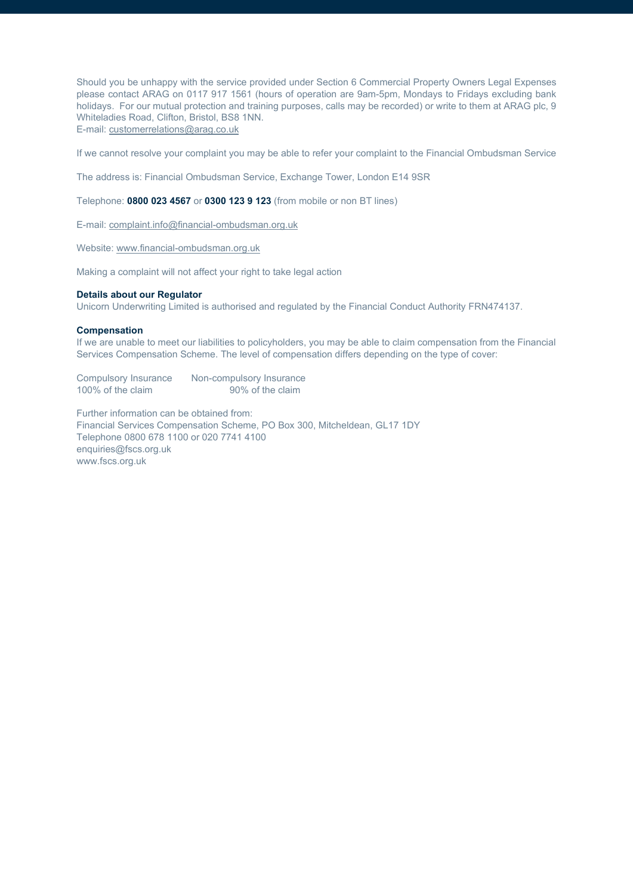Should you be unhappy with the service provided under Section 6 Commercial Property Owners Legal Expenses please contact ARAG on 0117 917 1561 (hours of operation are 9am-5pm, Mondays to Fridays excluding bank holidays. For our mutual protection and training purposes, calls may be recorded) or write to them at ARAG plc, 9 Whiteladies Road, Clifton, Bristol, BS8 1NN.
E-mail: customerrelations@arag.co.uk

If we cannot resolve your complaint you may be able to refer your complaint to the Financial Ombudsman Service

The address is: Financial Ombudsman Service, Exchange Tower, London E14 9SR

Telephone: **0800 023 4567** or **0300 123 9 123** (from mobile or non BT lines)

E-mail: complaint.info@financial-ombudsman.org.uk

Website: www.financial-ombudsman.org.uk

Making a complaint will not affect your right to take legal action

**Details about our Regulator**
Unicorn Underwriting Limited is authorised and regulated by the Financial Conduct Authority FRN474137.

**Compensation**
If we are unable to meet our liabilities to policyholders, you may be able to claim compensation from the Financial Services Compensation Scheme. The level of compensation differs depending on the type of cover:

| Compulsory Insurance | Non-compulsory Insurance |
| --- | --- |
| 100% of the claim | 90% of the claim |

Further information can be obtained from:
Financial Services Compensation Scheme, PO Box 300, Mitcheldean, GL17 1DY
Telephone 0800 678 1100 or 020 7741 4100
enquiries@fscs.org.uk
www.fscs.org.uk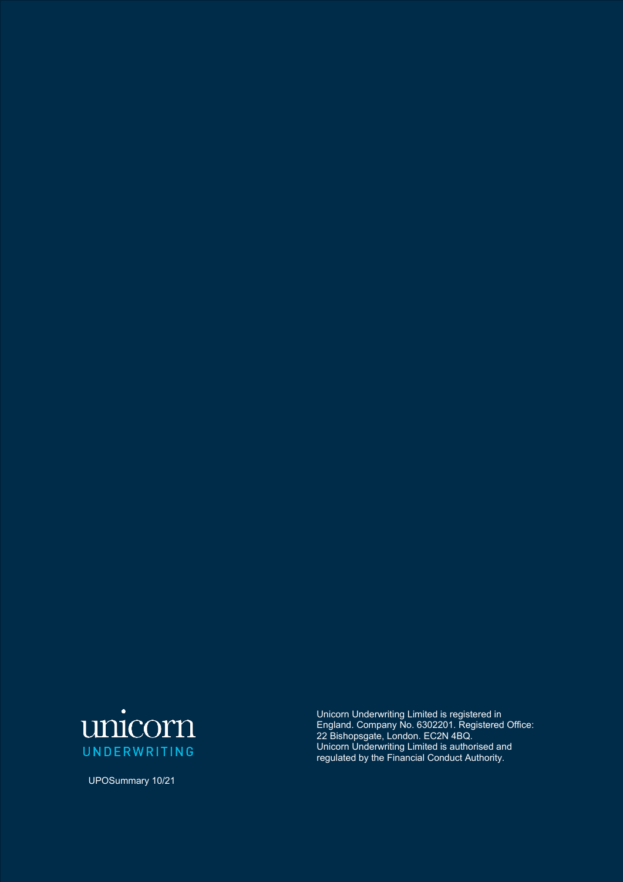unicorn
UNDERWRITING

UPOSummary 10/21

Unicorn Underwriting Limited is registered in England. Company No. 6302201. Registered Office: 22 Bishopsgate, London. EC2N 4BQ.
Unicorn Underwriting Limited is authorised and regulated by the Financial Conduct Authority.